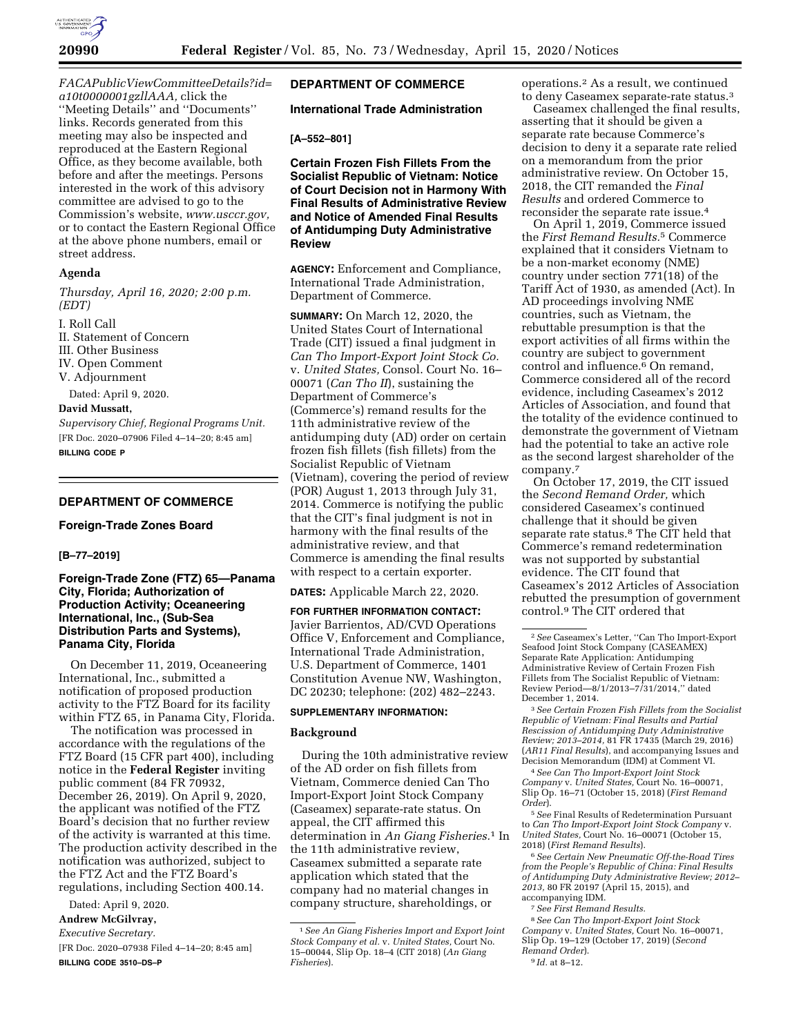*FACAPublicViewCommitteeDetails?id=a10t0000001gzllAAA,* click the "Meeting Details" and "Documents" links. Records generated from this meeting may also be inspected and reproduced at the Eastern Regional Office, as they become available, both before and after the meetings. Persons interested in the work of this advisory committee are advised to go to the Commission's website, *www.usccr.gov,* or to contact the Eastern Regional Office at the above phone numbers, email or street address.

## Agenda

*Thursday, April 16, 2020; 2:00 p.m. (EDT)*

I. Roll Call
II. Statement of Concern
III. Other Business
IV. Open Comment
V. Adjournment

Dated: April 9, 2020.

**David Mussatt,**

*Supervisory Chief, Regional Programs Unit.*

[FR Doc. 2020–07906 Filed 4–14–20; 8:45 am]

**BILLING CODE P**

## DEPARTMENT OF COMMERCE

### Foreign-Trade Zones Board

**[B–77–2019]**

### Foreign-Trade Zone (FTZ) 65—Panama City, Florida; Authorization of Production Activity; Oceaneering International, Inc., (Sub-Sea Distribution Parts and Systems), Panama City, Florida

On December 11, 2019, Oceaneering International, Inc., submitted a notification of proposed production activity to the FTZ Board for its facility within FTZ 65, in Panama City, Florida.

The notification was processed in accordance with the regulations of the FTZ Board (15 CFR part 400), including notice in the **Federal Register** inviting public comment (84 FR 70932, December 26, 2019). On April 9, 2020, the applicant was notified of the FTZ Board's decision that no further review of the activity is warranted at this time. The production activity described in the notification was authorized, subject to the FTZ Act and the FTZ Board's regulations, including Section 400.14.

Dated: April 9, 2020.

**Andrew McGilvray,**

*Executive Secretary.*

[FR Doc. 2020–07938 Filed 4–14–20; 8:45 am]

**BILLING CODE 3510–DS–P**

## DEPARTMENT OF COMMERCE

### International Trade Administration

**[A–552–801]**

### Certain Frozen Fish Fillets From the Socialist Republic of Vietnam: Notice of Court Decision not in Harmony With Final Results of Administrative Review and Notice of Amended Final Results of Antidumping Duty Administrative Review

**AGENCY:** Enforcement and Compliance, International Trade Administration, Department of Commerce.

**SUMMARY:** On March 12, 2020, the United States Court of International Trade (CIT) issued a final judgment in *Can Tho Import-Export Joint Stock Co.* v. *United States,* Consol. Court No. 16–00071 (*Can Tho II*), sustaining the Department of Commerce's (Commerce's) remand results for the 11th administrative review of the antidumping duty (AD) order on certain frozen fish fillets (fish fillets) from the Socialist Republic of Vietnam (Vietnam), covering the period of review (POR) August 1, 2013 through July 31, 2014. Commerce is notifying the public that the CIT's final judgment is not in harmony with the final results of the administrative review, and that Commerce is amending the final results with respect to a certain exporter.

**DATES:** Applicable March 22, 2020.

**FOR FURTHER INFORMATION CONTACT:** Javier Barrientos, AD/CVD Operations Office V, Enforcement and Compliance, International Trade Administration, U.S. Department of Commerce, 1401 Constitution Avenue NW, Washington, DC 20230; telephone: (202) 482–2243.

**SUPPLEMENTARY INFORMATION:**

### Background

During the 10th administrative review of the AD order on fish fillets from Vietnam, Commerce denied Can Tho Import-Export Joint Stock Company (Caseamex) separate-rate status. On appeal, the CIT affirmed this determination in *An Giang Fisheries.*[1] In the 11th administrative review, Caseamex submitted a separate rate application which stated that the company had no material changes in company structure, shareholdings, or operations.[2] As a result, we continued to deny Caseamex separate-rate status.[3]

Caseamex challenged the final results, asserting that it should be given a separate rate because Commerce's decision to deny it a separate rate relied on a memorandum from the prior administrative review. On October 15, 2018, the CIT remanded the *Final Results* and ordered Commerce to reconsider the separate rate issue.[4]

On April 1, 2019, Commerce issued the *First Remand Results.*[5] Commerce explained that it considers Vietnam to be a non-market economy (NME) country under section 771(18) of the Tariff Act of 1930, as amended (Act). In AD proceedings involving NME countries, such as Vietnam, the rebuttable presumption is that the export activities of all firms within the country are subject to government control and influence.[6] On remand, Commerce considered all of the record evidence, including Caseamex's 2012 Articles of Association, and found that the totality of the evidence continued to demonstrate the government of Vietnam had the potential to take an active role as the second largest shareholder of the company.[7]

On October 17, 2019, the CIT issued the *Second Remand Order,* which considered Caseamex's continued challenge that it should be given separate rate status.[8] The CIT held that Commerce's remand redetermination was not supported by substantial evidence. The CIT found that Caseamex's 2012 Articles of Association rebutted the presumption of government control.[9] The CIT ordered that

[1] *See An Giang Fisheries Import and Export Joint Stock Company et al.* v. *United States,* Court No. 15–00044, Slip Op. 18–4 (CIT 2018) (*An Giang Fisheries*).

[2] *See* Caseamex's Letter, "Can Tho Import-Export Seafood Joint Stock Company (CASEAMEX) Separate Rate Application: Antidumping Administrative Review of Certain Frozen Fish Fillets from The Socialist Republic of Vietnam: Review Period—8/1/2013–7/31/2014," dated December 1, 2014.

[3] *See Certain Frozen Fish Fillets from the Socialist Republic of Vietnam: Final Results and Partial Rescission of Antidumping Duty Administrative Review; 2013–2014,* 81 FR 17435 (March 29, 2016) (*AR11 Final Results*), and accompanying Issues and Decision Memorandum (IDM) at Comment VI.

[4] *See Can Tho Import-Export Joint Stock Company* v. *United States,* Court No. 16–00071, Slip Op. 16–71 (October 15, 2018) (*First Remand Order*).

[5] *See* Final Results of Redetermination Pursuant to *Can Tho Import-Export Joint Stock Company* v. *United States,* Court No. 16–00071 (October 15, 2018) (*First Remand Results*).

[6] *See Certain New Pneumatic Off-the-Road Tires from the People's Republic of China: Final Results of Antidumping Duty Administrative Review; 2012–2013,* 80 FR 20197 (April 15, 2015), and accompanying IDM.

[7] *See First Remand Results.*

[8] *See Can Tho Import-Export Joint Stock Company* v. *United States,* Court No. 16–00071, Slip Op. 19–129 (October 17, 2019) (*Second Remand Order*).

[9] *Id.* at 8–12.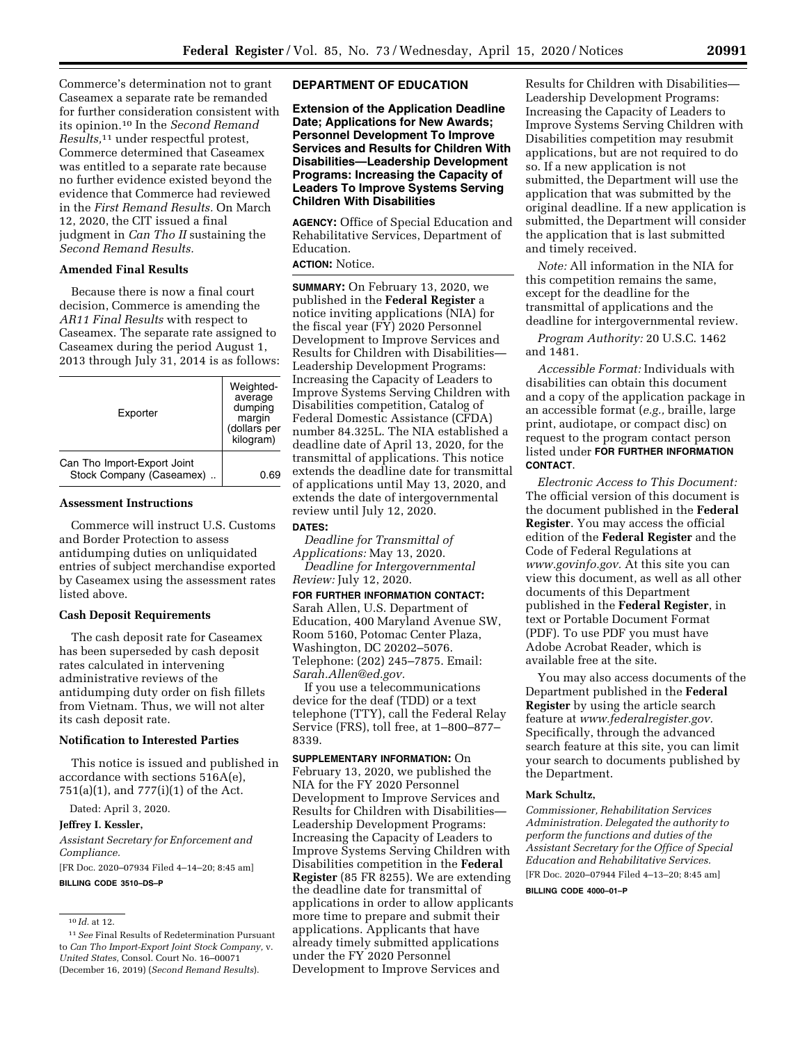Commerce's determination not to grant Caseamex a separate rate be remanded for further consideration consistent with its opinion.[10] In the *Second Remand Results*,[11] under respectful protest, Commerce determined that Caseamex was entitled to a separate rate because no further evidence existed beyond the evidence that Commerce had reviewed in the *First Remand Results.* On March 12, 2020, the CIT issued a final judgment in *Can Tho II* sustaining the *Second Remand Results.*

**Amended Final Results**

Because there is now a final court decision, Commerce is amending the *AR11 Final Results* with respect to Caseamex. The separate rate assigned to Caseamex during the period August 1, 2013 through July 31, 2014 is as follows:

| Exporter | Weighted-average dumping margin (dollars per kilogram) |
|---|---|
| Can Tho Import-Export Joint Stock Company (Caseamex) .. | 0.69 |

**Assessment Instructions**

Commerce will instruct U.S. Customs and Border Protection to assess antidumping duties on unliquidated entries of subject merchandise exported by Caseamex using the assessment rates listed above.

**Cash Deposit Requirements**

The cash deposit rate for Caseamex has been superseded by cash deposit rates calculated in intervening administrative reviews of the antidumping duty order on fish fillets from Vietnam. Thus, we will not alter its cash deposit rate.

**Notification to Interested Parties**

This notice is issued and published in accordance with sections 516A(e), 751(a)(1), and 777(i)(1) of the Act.

Dated: April 3, 2020.

**Jeffrey I. Kessler,**

*Assistant Secretary for Enforcement and Compliance.*

[FR Doc. 2020–07934 Filed 4–14–20; 8:45 am]

**BILLING CODE 3510–DS–P**

[10] *Id.* at 12.

[11] *See* Final Results of Redetermination Pursuant to *Can Tho Import-Export Joint Stock Company,* v. *United States,* Consol. Court No. 16–00071 (December 16, 2019) (*Second Remand Results*).

## DEPARTMENT OF EDUCATION

### Extension of the Application Deadline Date; Applications for New Awards; Personnel Development To Improve Services and Results for Children With Disabilities—Leadership Development Programs: Increasing the Capacity of Leaders To Improve Systems Serving Children With Disabilities

**AGENCY:** Office of Special Education and Rehabilitative Services, Department of Education.

**ACTION:** Notice.

**SUMMARY:** On February 13, 2020, we published in the **Federal Register** a notice inviting applications (NIA) for the fiscal year (FY) 2020 Personnel Development to Improve Services and Results for Children with Disabilities—Leadership Development Programs: Increasing the Capacity of Leaders to Improve Systems Serving Children with Disabilities competition, Catalog of Federal Domestic Assistance (CFDA) number 84.325L. The NIA established a deadline date of April 13, 2020, for the transmittal of applications. This notice extends the deadline date for transmittal of applications until May 13, 2020, and extends the date of intergovernmental review until July 12, 2020.

**DATES:**

*Deadline for Transmittal of Applications:* May 13, 2020.

*Deadline for Intergovernmental Review:* July 12, 2020.

**FOR FURTHER INFORMATION CONTACT:** Sarah Allen, U.S. Department of Education, 400 Maryland Avenue SW, Room 5160, Potomac Center Plaza, Washington, DC 20202–5076. Telephone: (202) 245–7875. Email: *Sarah.Allen@ed.gov.*

If you use a telecommunications device for the deaf (TDD) or a text telephone (TTY), call the Federal Relay Service (FRS), toll free, at 1–800–877–8339.

**SUPPLEMENTARY INFORMATION:** On February 13, 2020, we published the NIA for the FY 2020 Personnel Development to Improve Services and Results for Children with Disabilities—Leadership Development Programs: Increasing the Capacity of Leaders to Improve Systems Serving Children with Disabilities competition in the **Federal Register** (85 FR 8255). We are extending the deadline date for transmittal of applications in order to allow applicants more time to prepare and submit their applications. Applicants that have already timely submitted applications under the FY 2020 Personnel Development to Improve Services and Results for Children with Disabilities—Leadership Development Programs: Increasing the Capacity of Leaders to Improve Systems Serving Children with Disabilities competition may resubmit applications, but are not required to do so. If a new application is not submitted, the Department will use the application that was submitted by the original deadline. If a new application is submitted, the Department will consider the application that is last submitted and timely received.

*Note:* All information in the NIA for this competition remains the same, except for the deadline for the transmittal of applications and the deadline for intergovernmental review.

*Program Authority:* 20 U.S.C. 1462 and 1481.

*Accessible Format:* Individuals with disabilities can obtain this document and a copy of the application package in an accessible format (*e.g.,* braille, large print, audiotape, or compact disc) on request to the program contact person listed under **FOR FURTHER INFORMATION CONTACT**.

*Electronic Access to This Document:* The official version of this document is the document published in the **Federal Register**. You may access the official edition of the **Federal Register** and the Code of Federal Regulations at *www.govinfo.gov.* At this site you can view this document, as well as all other documents of this Department published in the **Federal Register**, in text or Portable Document Format (PDF). To use PDF you must have Adobe Acrobat Reader, which is available free at the site.

You may also access documents of the Department published in the **Federal Register** by using the article search feature at *www.federalregister.gov.* Specifically, through the advanced search feature at this site, you can limit your search to documents published by the Department.

**Mark Schultz,**

*Commissioner, Rehabilitation Services Administration. Delegated the authority to perform the functions and duties of the Assistant Secretary for the Office of Special Education and Rehabilitative Services.*

[FR Doc. 2020–07944 Filed 4–13–20; 8:45 am]

**BILLING CODE 4000–01–P**